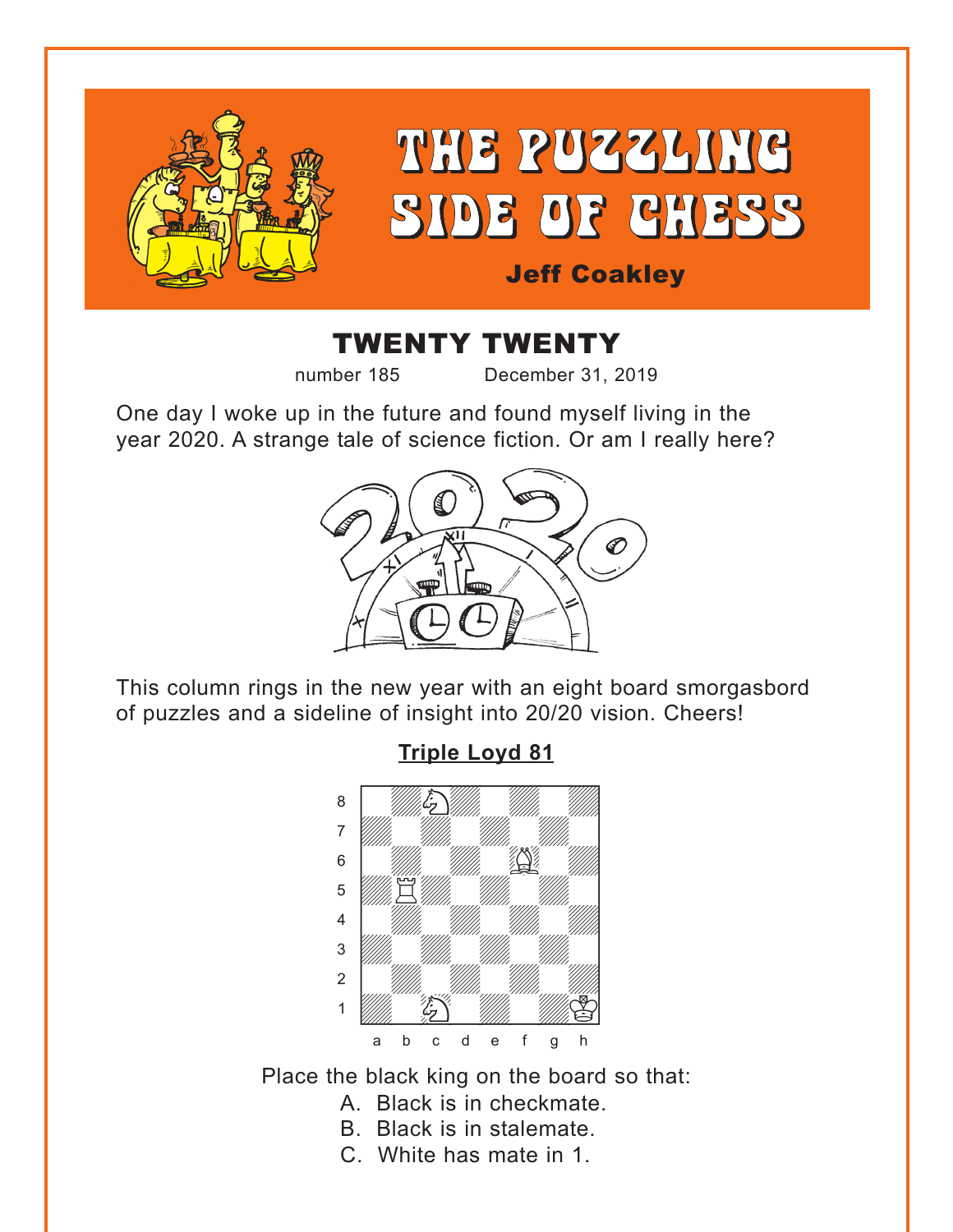# THE PUZZLING SIDE OF CHESS

**Jeff Coakley**

## TWENTY TWENTY

number 185 December 31, 2019

One day I woke up in the future and found myself living in the year 2020. A strange tale of science fiction. Or am I really here?

This column rings in the new year with an eight board smorgasbord of puzzles and a sideline of insight into 20/20 vision. Cheers!

### Triple Loyd 81

Place the black king on the board so that:

A. Black is in checkmate.
B. Black is in stalemate.
C. White has mate in 1.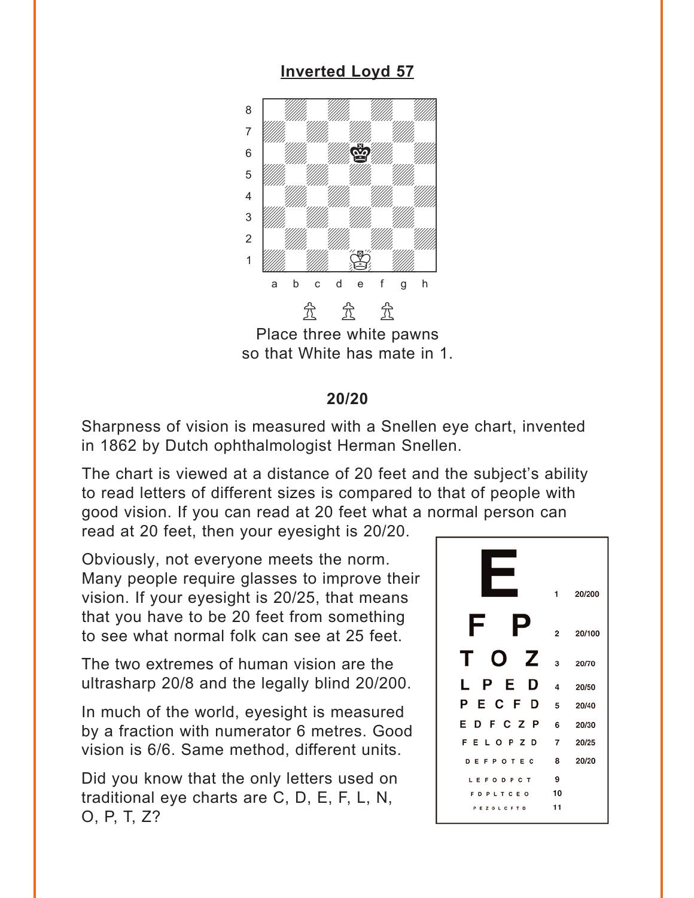## Inverted Loyd 57

Place three white pawns
so that White has mate in 1.

### 20/20

Sharpness of vision is measured with a Snellen eye chart, invented in 1862 by Dutch ophthalmologist Herman Snellen.

The chart is viewed at a distance of 20 feet and the subject's ability to read letters of different sizes is compared to that of people with good vision. If you can read at 20 feet what a normal person can read at 20 feet, then your eyesight is 20/20.

Obviously, not everyone meets the norm. Many people require glasses to improve their vision. If your eyesight is 20/25, that means that you have to be 20 feet from something to see what normal folk can see at 25 feet.

The two extremes of human vision are the ultrasharp 20/8 and the legally blind 20/200.

In much of the world, eyesight is measured by a fraction with numerator 6 metres. Good vision is 6/6. Same method, different units.

Did you know that the only letters used on traditional eye charts are C, D, E, F, L, N, O, P, T, Z?

| Letters | Line | Acuity |
|---|---|---|
| E | 1 | 20/200 |
| F P | 2 | 20/100 |
| T O Z | 3 | 20/70 |
| L P E D | 4 | 20/50 |
| P E C F D | 5 | 20/40 |
| E D F C Z P | 6 | 20/30 |
| F E L O P Z D | 7 | 20/25 |
| D E F P O T E C | 8 | 20/20 |
| L E F O D P C T | 9 | |
| F D P L T C E O | 10 | |
| P E Z O L C F T D | 11 | |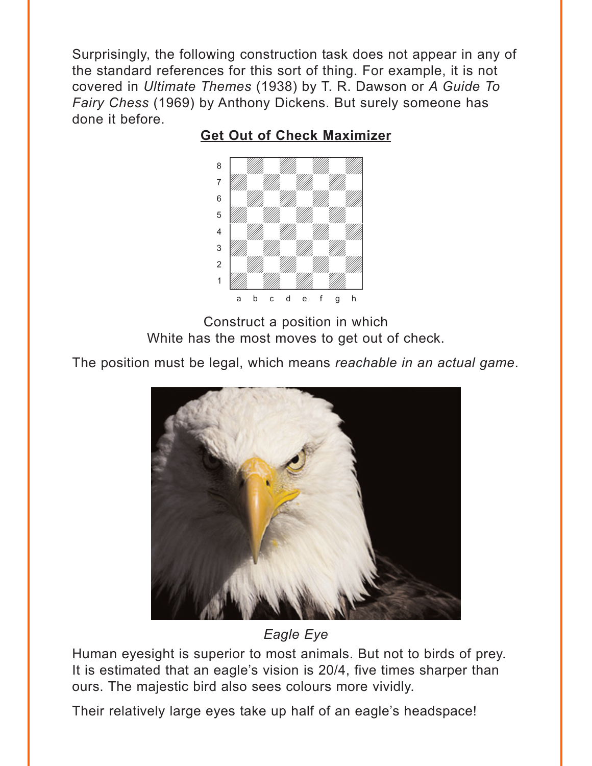Surprisingly, the following construction task does not appear in any of the standard references for this sort of thing. For example, it is not covered in *Ultimate Themes* (1938) by T. R. Dawson or *A Guide To Fairy Chess* (1969) by Anthony Dickens. But surely someone has done it before.

**Get Out of Check Maximizer**

Construct a position in which
White has the most moves to get out of check.

The position must be legal, which means *reachable in an actual game*.

*Eagle Eye*

Human eyesight is superior to most animals. But not to birds of prey. It is estimated that an eagle's vision is 20/4, five times sharper than ours. The majestic bird also sees colours more vividly.

Their relatively large eyes take up half of an eagle's headspace!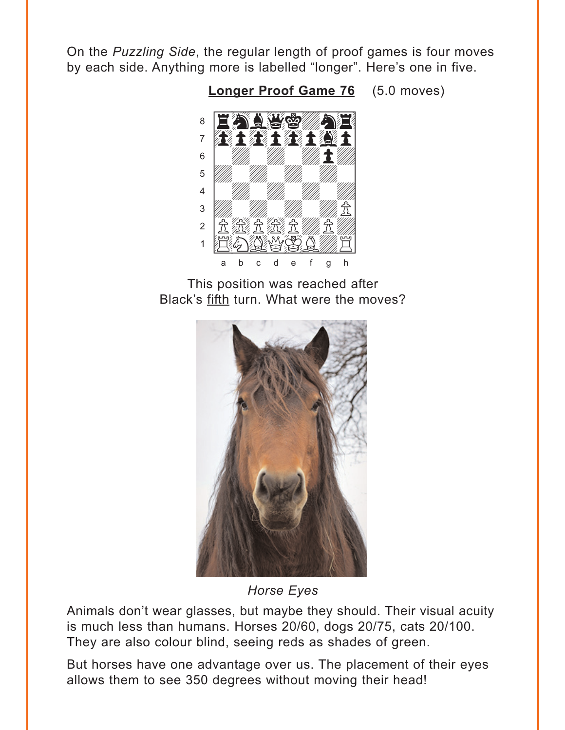On the *Puzzling Side*, the regular length of proof games is four moves by each side. Anything more is labelled “longer”. Here’s one in five.

**Longer Proof Game 76** (5.0 moves)

This position was reached after Black’s fifth turn. What were the moves?

*Horse Eyes*

Animals don’t wear glasses, but maybe they should. Their visual acuity is much less than humans. Horses 20/60, dogs 20/75, cats 20/100. They are also colour blind, seeing reds as shades of green.

But horses have one advantage over us. The placement of their eyes allows them to see 350 degrees without moving their head!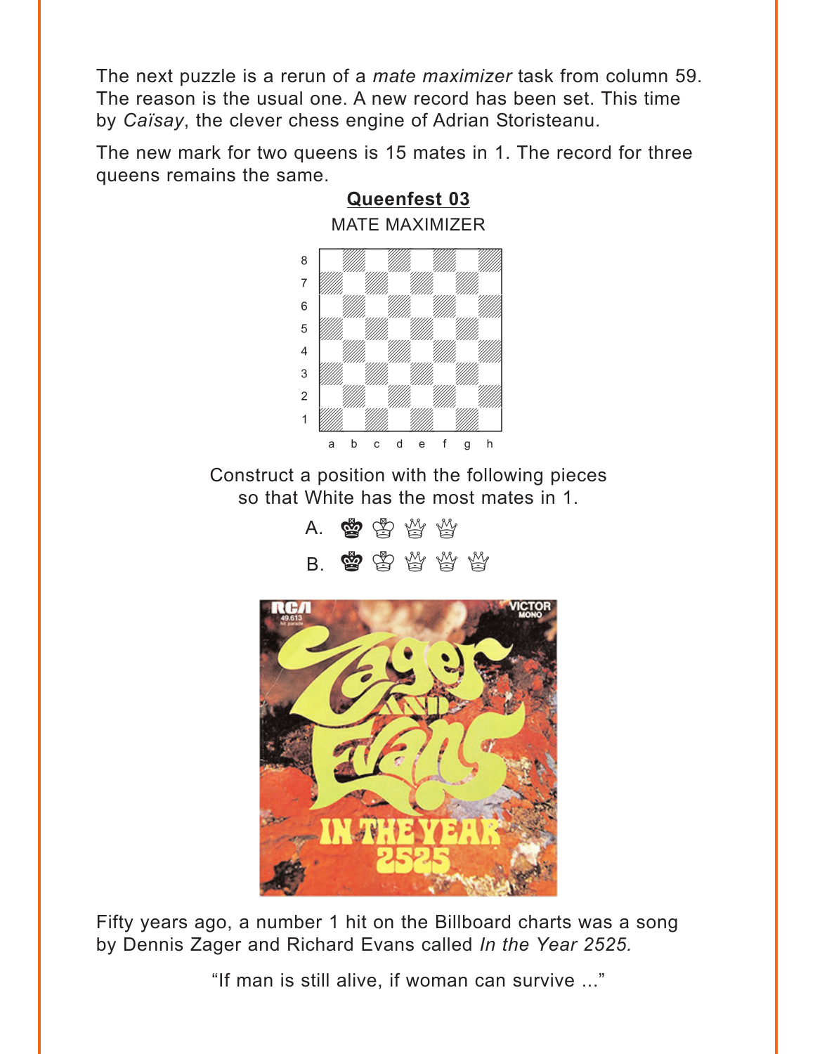The next puzzle is a rerun of a *mate maximizer* task from column 59. The reason is the usual one. A new record has been set. This time by *Caïsay*, the clever chess engine of Adrian Storisteanu.

The new mark for two queens is 15 mates in 1. The record for three queens remains the same.

**Queenfest 03**

MATE MAXIMIZER

Construct a position with the following pieces so that White has the most mates in 1.

A. ♚ ♔ ♕ ♕

B. ♚ ♔ ♕ ♕ ♕

Fifty years ago, a number 1 hit on the Billboard charts was a song by Dennis Zager and Richard Evans called *In the Year 2525.*

"If man is still alive, if woman can survive ..."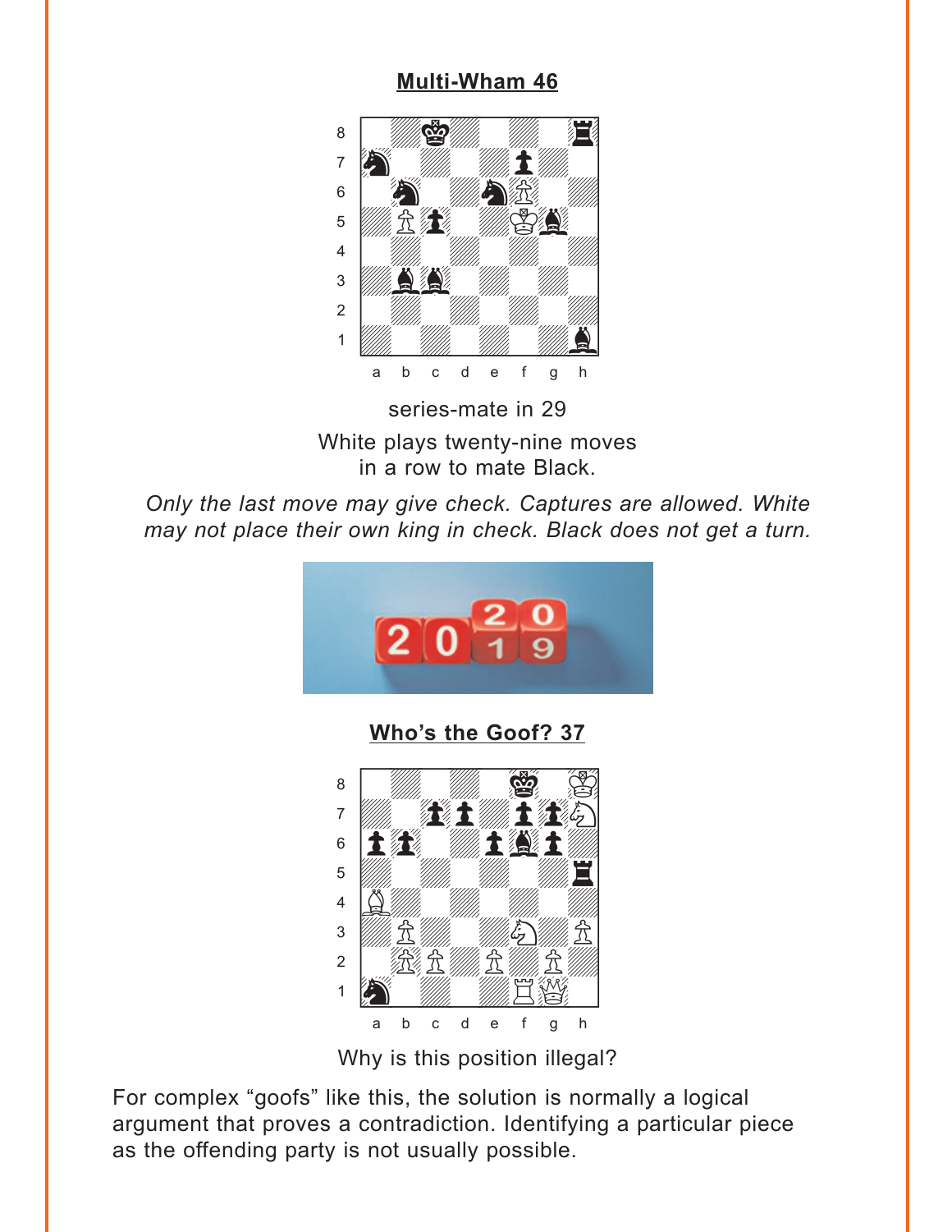## Multi-Wham 46

series-mate in 29

White plays twenty-nine moves
in a row to mate Black.

*Only the last move may give check. Captures are allowed. White may not place their own king in check. Black does not get a turn.*

## Who's the Goof? 37

Why is this position illegal?

For complex "goofs" like this, the solution is normally a logical argument that proves a contradiction. Identifying a particular piece as the offending party is not usually possible.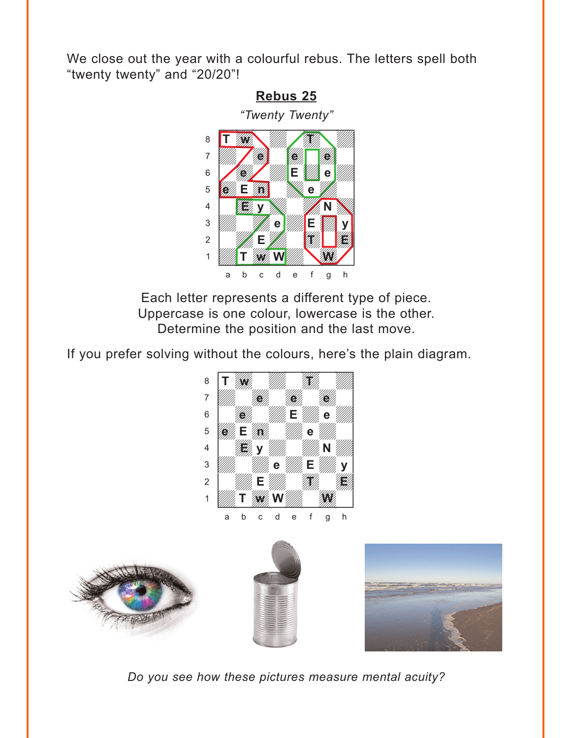We close out the year with a colourful rebus. The letters spell both “twenty twenty” and “20/20”!

## Rebus 25

*“Twenty Twenty”*

| | a | b | c | d | e | f | g | h |
|---|---|---|---|---|---|---|---|---|
| 8 | T | w | | | | T | | |
| 7 | | | e | | e | | e | |
| 6 | | e | | | E | | e | |
| 5 | e | E | n | | | e | | |
| 4 | | E | y | | | | N | |
| 3 | | | | e | | E | | y |
| 2 | | | E | | | T | | E |
| 1 | | T | w | W | | | W | |

Each letter represents a different type of piece.
Uppercase is one colour, lowercase is the other.
Determine the position and the last move.

If you prefer solving without the colours, here’s the plain diagram.

| | a | b | c | d | e | f | g | h |
|---|---|---|---|---|---|---|---|---|
| 8 | T | w | | | | T | | |
| 7 | | | e | | e | | e | |
| 6 | | e | | | E | | e | |
| 5 | e | E | n | | | e | | |
| 4 | | E | y | | | | N | |
| 3 | | | | e | | E | | y |
| 2 | | | E | | | T | | E |
| 1 | | T | w | W | | | W | |

*Do you see how these pictures measure mental acuity?*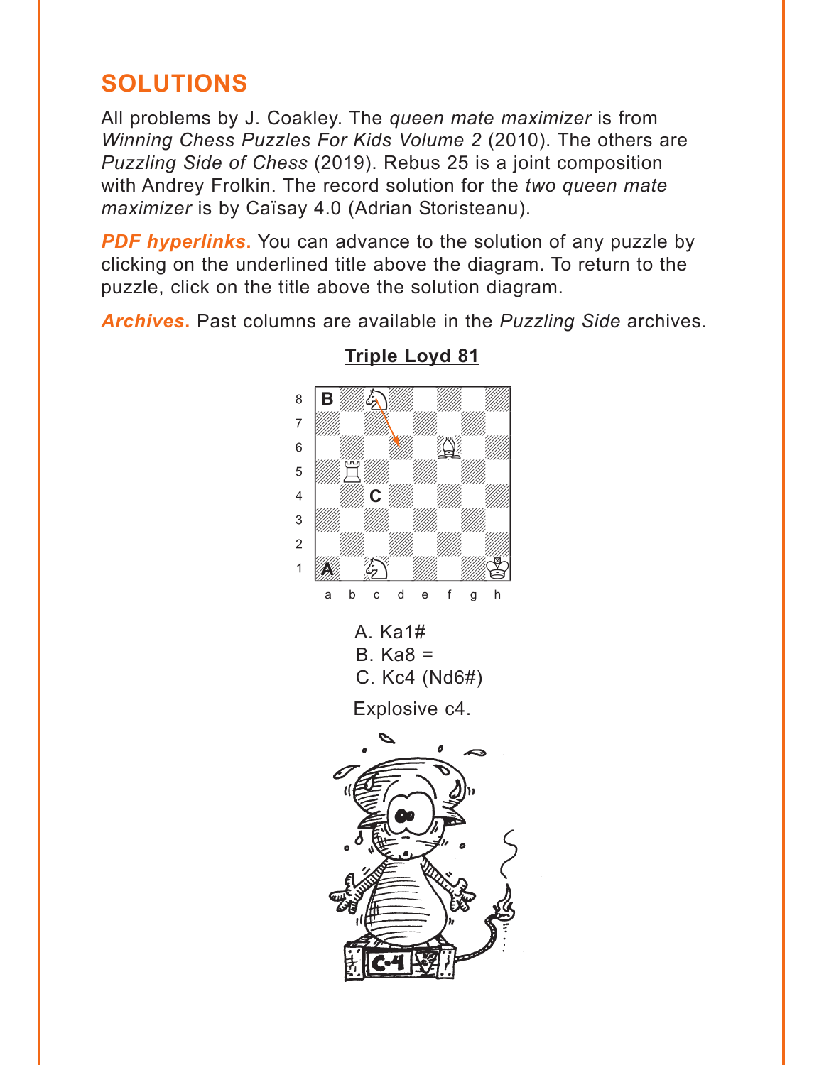# SOLUTIONS

All problems by J. Coakley. The *queen mate maximizer* is from *Winning Chess Puzzles For Kids Volume 2* (2010). The others are *Puzzling Side of Chess* (2019). Rebus 25 is a joint composition with Andrey Frolkin. The record solution for the *two queen mate maximizer* is by Caïsay 4.0 (Adrian Storisteanu).

***PDF hyperlinks.*** You can advance to the solution of any puzzle by clicking on the underlined title above the diagram. To return to the puzzle, click on the title above the solution diagram.

***Archives.*** Past columns are available in the *Puzzling Side* archives.

## Triple Loyd 81

A. Ka1#
B. Ka8 =
C. Kc4 (Nd6#)

Explosive c4.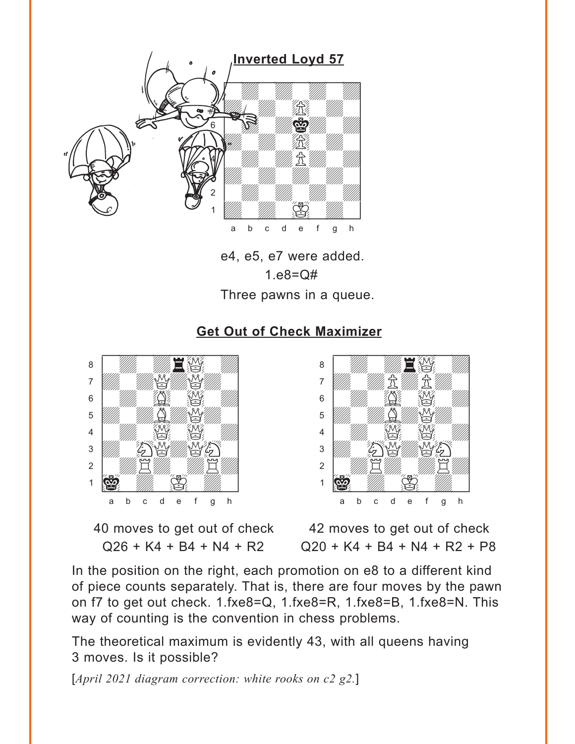## Inverted Loyd 57

e4, e5, e7 were added.

1.e8=Q#

Three pawns in a queue.

## Get Out of Check Maximizer

40 moves to get out of check

Q26 + K4 + B4 + N4 + R2

42 moves to get out of check

Q20 + K4 + B4 + N4 + R2 + P8

In the position on the right, each promotion on e8 to a different kind of piece counts separately. That is, there are four moves by the pawn on f7 to get out check. 1.fxe8=Q, 1.fxe8=R, 1.fxe8=B, 1.fxe8=N. This way of counting is the convention in chess problems.

The theoretical maximum is evidently 43, with all queens having 3 moves. Is it possible?

[*April 2021 diagram correction: white rooks on c2 g2.*]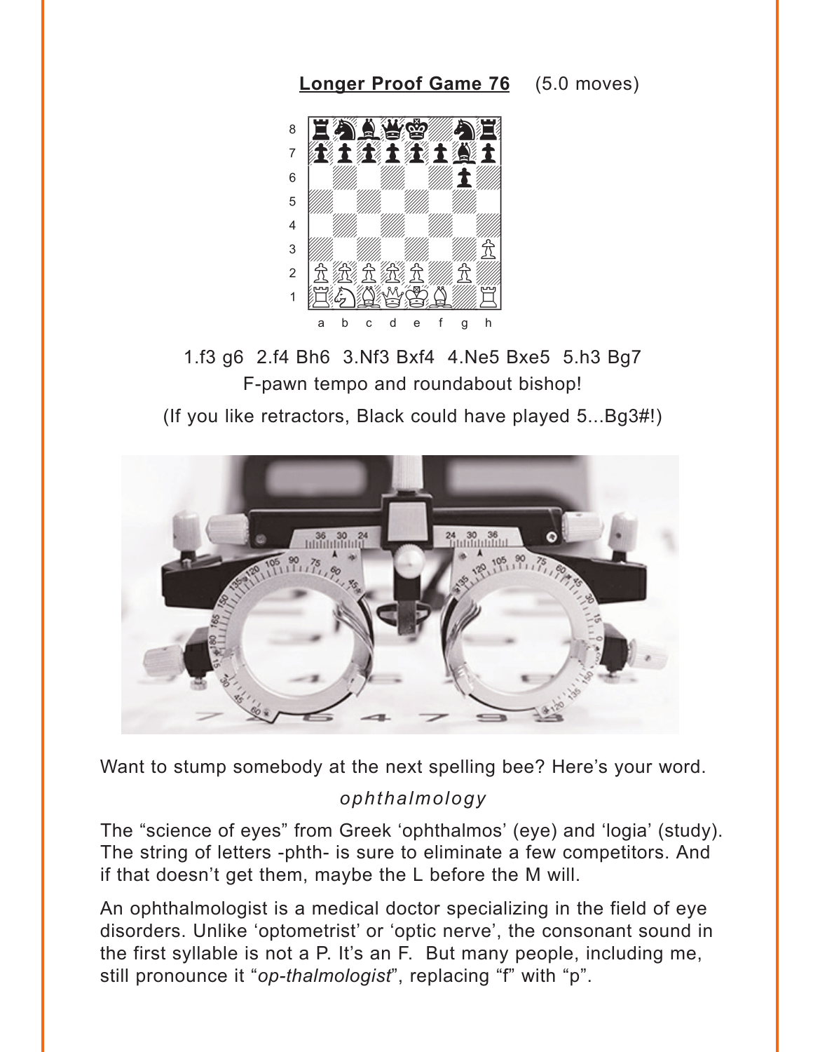**Longer Proof Game 76** (5.0 moves)

1.f3 g6 2.f4 Bh6 3.Nf3 Bxf4 4.Ne5 Bxe5 5.h3 Bg7

F-pawn tempo and roundabout bishop!

(If you like retractors, Black could have played 5...Bg3#!)

Want to stump somebody at the next spelling bee? Here's your word.

*ophthalmology*

The "science of eyes" from Greek 'ophthalmos' (eye) and 'logia' (study). The string of letters -phth- is sure to eliminate a few competitors. And if that doesn't get them, maybe the L before the M will.

An ophthalmologist is a medical doctor specializing in the field of eye disorders. Unlike 'optometrist' or 'optic nerve', the consonant sound in the first syllable is not a P. It's an F. But many people, including me, still pronounce it "*op-thalmologist*", replacing "f" with "p".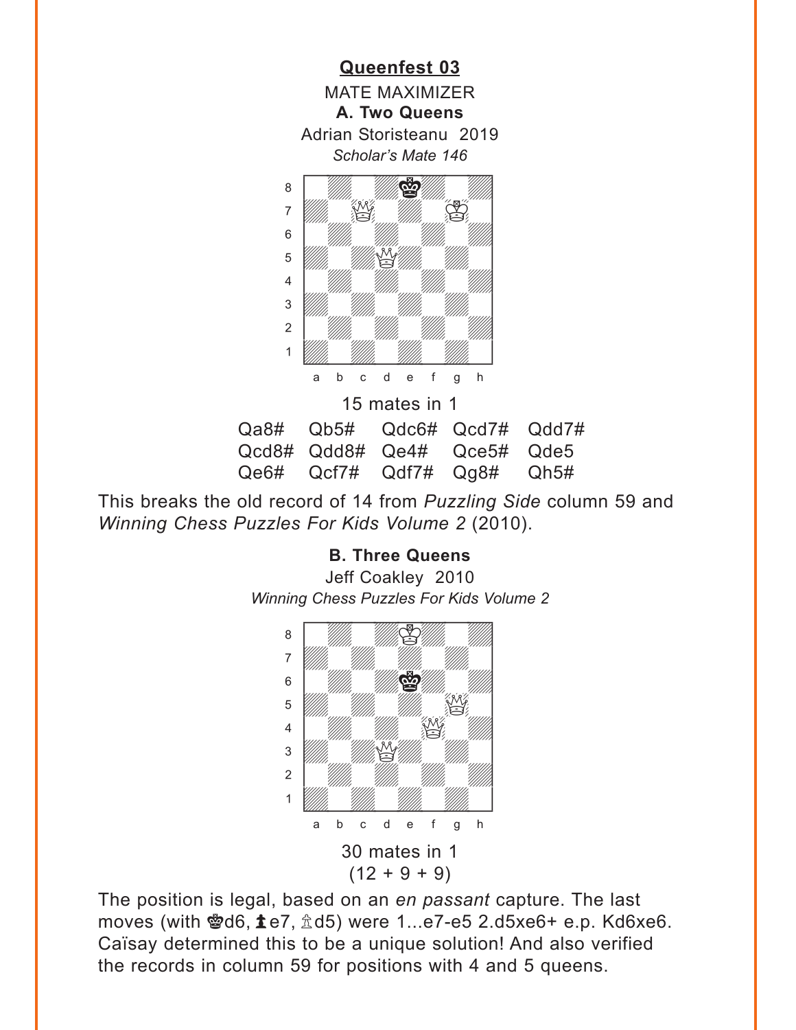## Queenfest 03

MATE MAXIMIZER

**A. Two Queens**

Adrian Storisteanu 2019

*Scholar's Mate 146*

15 mates in 1

| | | | | |
|---|---|---|---|---|
| Qa8# | Qb5# | Qdc6# | Qcd7# | Qdd7# |
| Qcd8# | Qdd8# | Qe4# | Qce5# | Qde5 |
| Qe6# | Qcf7# | Qdf7# | Qg8# | Qh5# |

This breaks the old record of 14 from *Puzzling Side* column 59 and *Winning Chess Puzzles For Kids Volume 2* (2010).

**B. Three Queens**

Jeff Coakley 2010

*Winning Chess Puzzles For Kids Volume 2*

30 mates in 1

(12 + 9 + 9)

The position is legal, based on an *en passant* capture. The last moves (with ♚d6, ♟e7, ♙d5) were 1...e7-e5 2.d5xe6+ e.p. Kd6xe6. Caïsay determined this to be a unique solution! And also verified the records in column 59 for positions with 4 and 5 queens.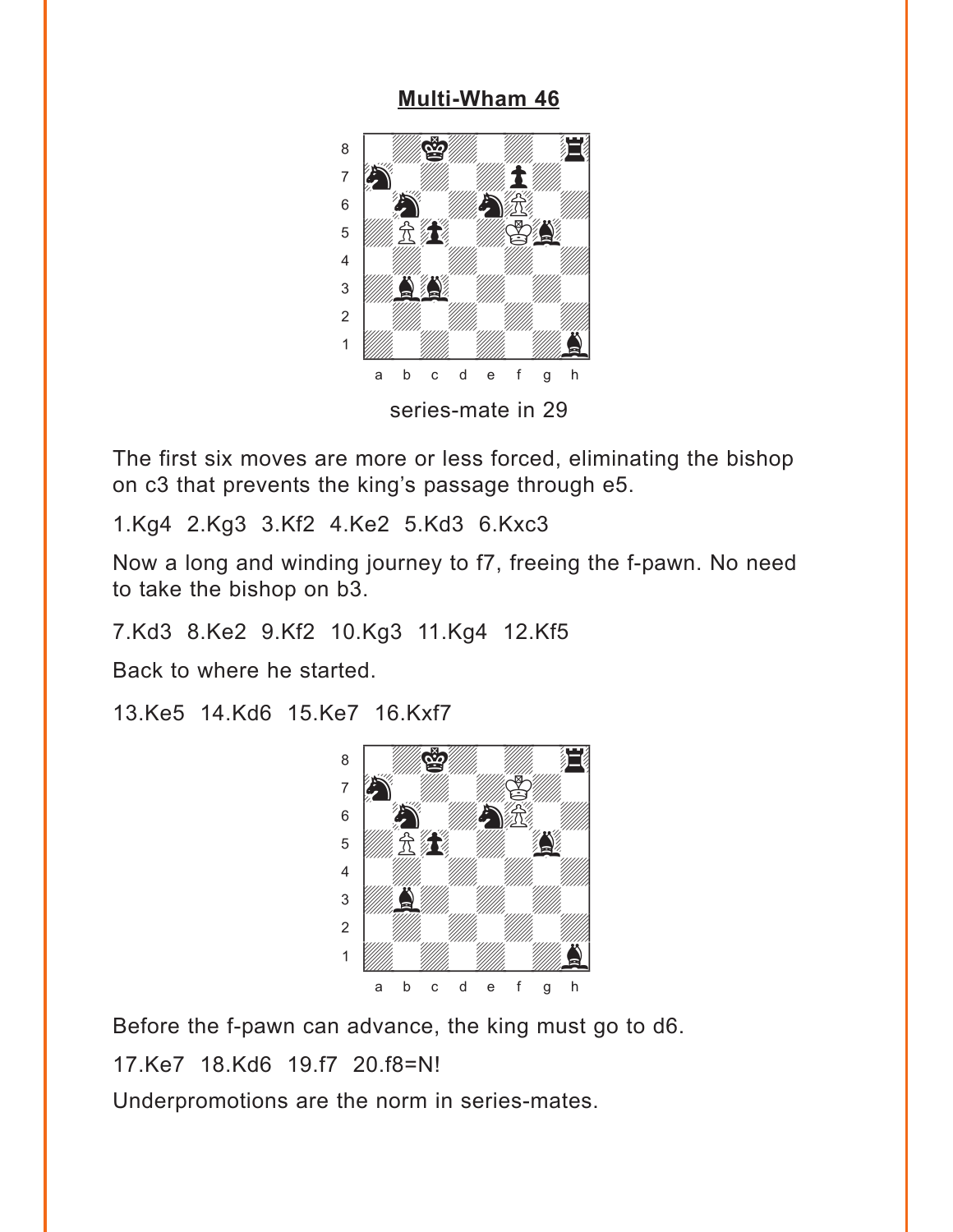## Multi-Wham 46

series-mate in 29

The first six moves are more or less forced, eliminating the bishop on c3 that prevents the king's passage through e5.

1.Kg4 2.Kg3 3.Kf2 4.Ke2 5.Kd3 6.Kxc3

Now a long and winding journey to f7, freeing the f-pawn. No need to take the bishop on b3.

7.Kd3 8.Ke2 9.Kf2 10.Kg3 11.Kg4 12.Kf5

Back to where he started.

13.Ke5 14.Kd6 15.Ke7 16.Kxf7

Before the f-pawn can advance, the king must go to d6.

17.Ke7 18.Kd6 19.f7 20.f8=N!

Underpromotions are the norm in series-mates.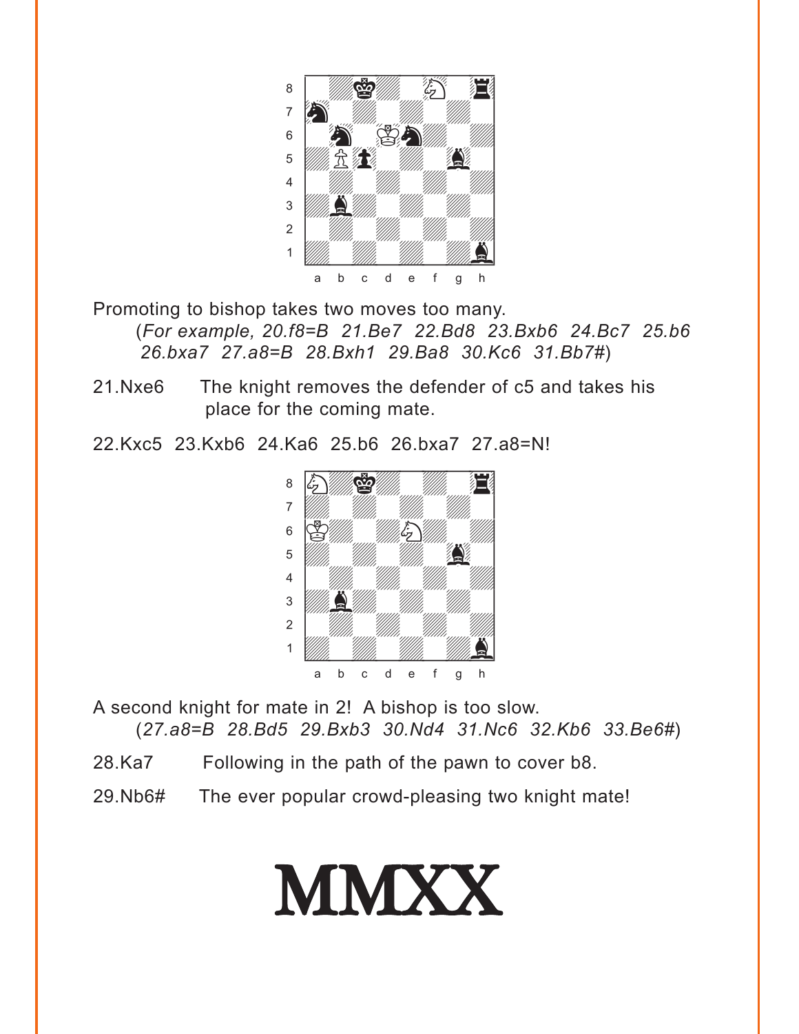Promoting to bishop takes two moves too many.

(*For example, 20.f8=B 21.Be7 22.Bd8 23.Bxb6 24.Bc7 25.b6 26.bxa7 27.a8=B 28.Bxh1 29.Ba8 30.Kc6 31.Bb7#*)

21.Nxe6 The knight removes the defender of c5 and takes his place for the coming mate.

22.Kxc5 23.Kxb6 24.Ka6 25.b6 26.bxa7 27.a8=N!

A second knight for mate in 2! A bishop is too slow.

(*27.a8=B 28.Bd5 29.Bxb3 30.Nd4 31.Nc6 32.Kb6 33.Be6#*)

28.Ka7 Following in the path of the pawn to cover b8.

29.Nb6# The ever popular crowd-pleasing two knight mate!

# MMXX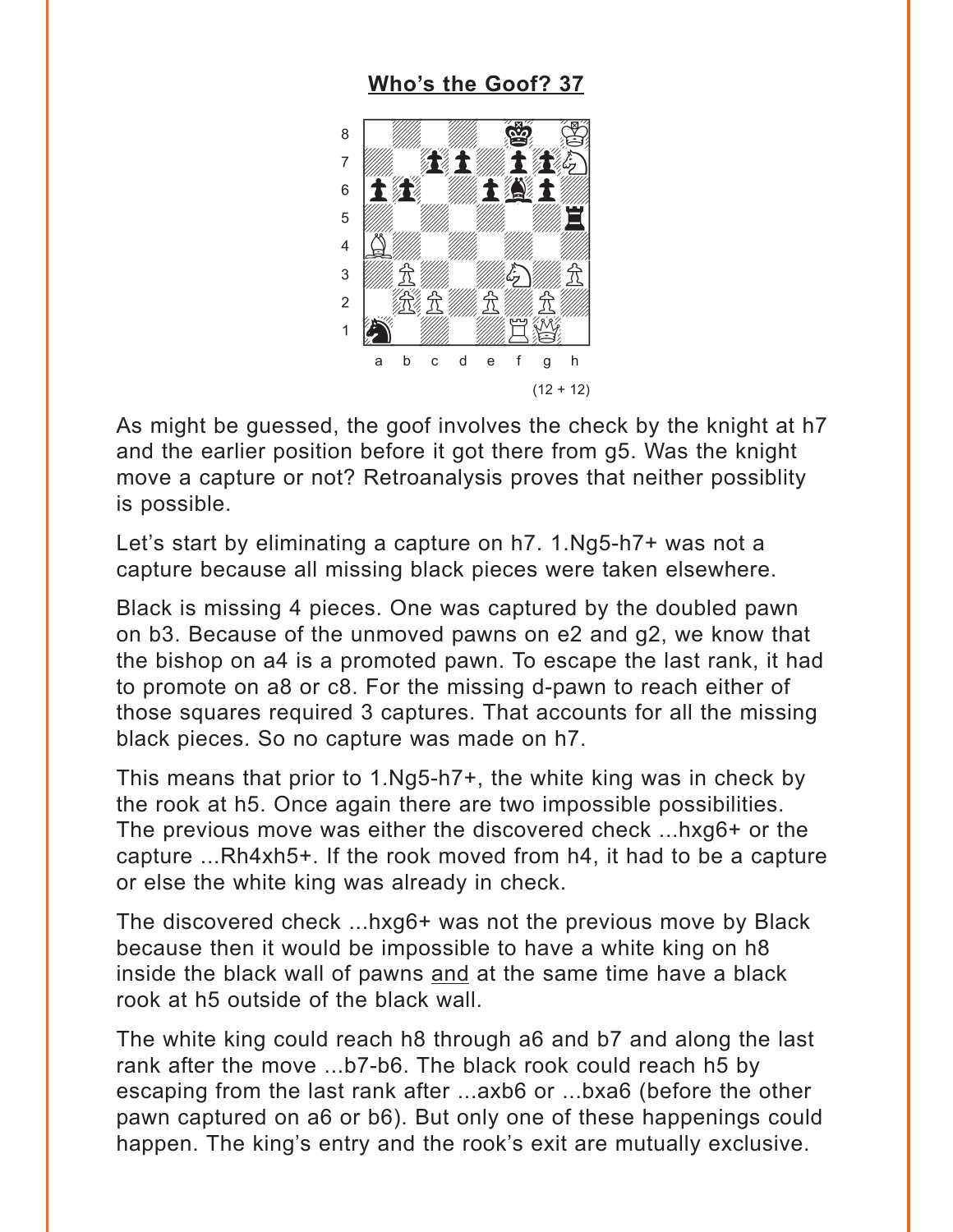## Who's the Goof? 37

(12 + 12)

As might be guessed, the goof involves the check by the knight at h7 and the earlier position before it got there from g5. Was the knight move a capture or not? Retroanalysis proves that neither possiblity is possible.

Let's start by eliminating a capture on h7. 1.Ng5-h7+ was not a capture because all missing black pieces were taken elsewhere.

Black is missing 4 pieces. One was captured by the doubled pawn on b3. Because of the unmoved pawns on e2 and g2, we know that the bishop on a4 is a promoted pawn. To escape the last rank, it had to promote on a8 or c8. For the missing d-pawn to reach either of those squares required 3 captures. That accounts for all the missing black pieces. So no capture was made on h7.

This means that prior to 1.Ng5-h7+, the white king was in check by the rook at h5. Once again there are two impossible possibilities. The previous move was either the discovered check ...hxg6+ or the capture ...Rh4xh5+. If the rook moved from h4, it had to be a capture or else the white king was already in check.

The discovered check ...hxg6+ was not the previous move by Black because then it would be impossible to have a white king on h8 inside the black wall of pawns <u>and</u> at the same time have a black rook at h5 outside of the black wall.

The white king could reach h8 through a6 and b7 and along the last rank after the move ...b7-b6. The black rook could reach h5 by escaping from the last rank after ...axb6 or ...bxa6 (before the other pawn captured on a6 or b6). But only one of these happenings could happen. The king's entry and the rook's exit are mutually exclusive.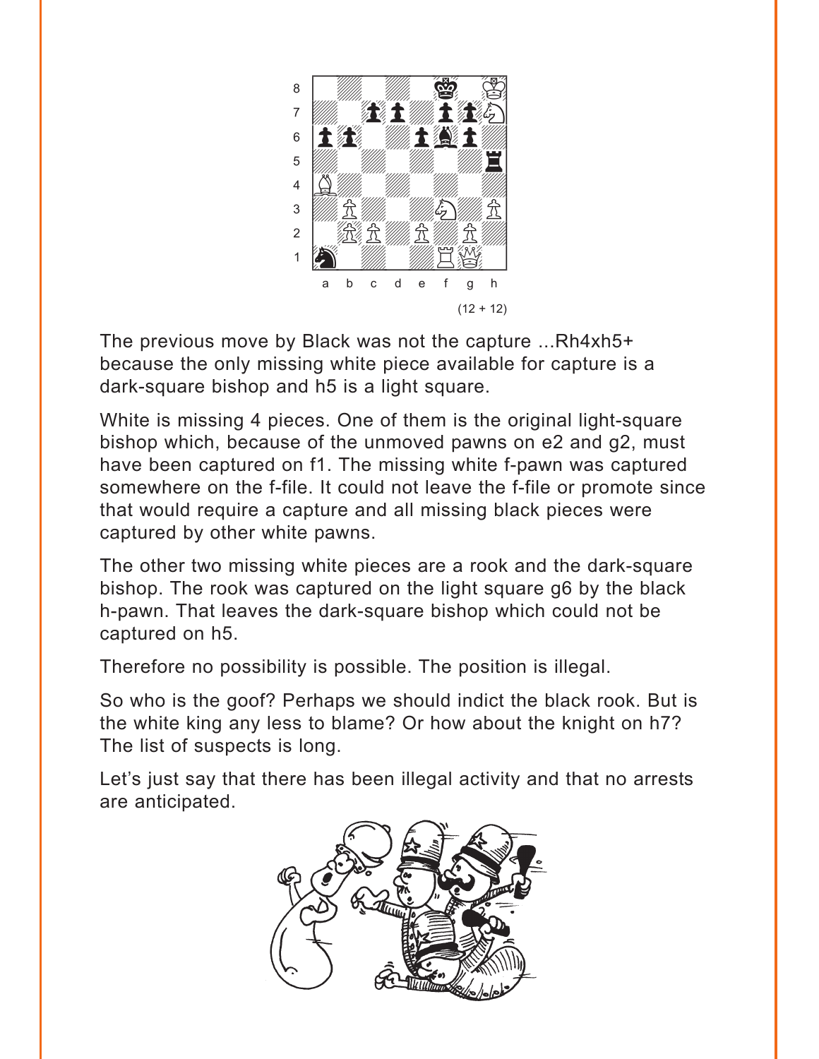(12 + 12)

The previous move by Black was not the capture ...Rh4xh5+ because the only missing white piece available for capture is a dark-square bishop and h5 is a light square.

White is missing 4 pieces. One of them is the original light-square bishop which, because of the unmoved pawns on e2 and g2, must have been captured on f1. The missing white f-pawn was captured somewhere on the f-file. It could not leave the f-file or promote since that would require a capture and all missing black pieces were captured by other white pawns.

The other two missing white pieces are a rook and the dark-square bishop. The rook was captured on the light square g6 by the black h-pawn. That leaves the dark-square bishop which could not be captured on h5.

Therefore no possibility is possible. The position is illegal.

So who is the goof? Perhaps we should indict the black rook. But is the white king any less to blame? Or how about the knight on h7? The list of suspects is long.

Let's just say that there has been illegal activity and that no arrests are anticipated.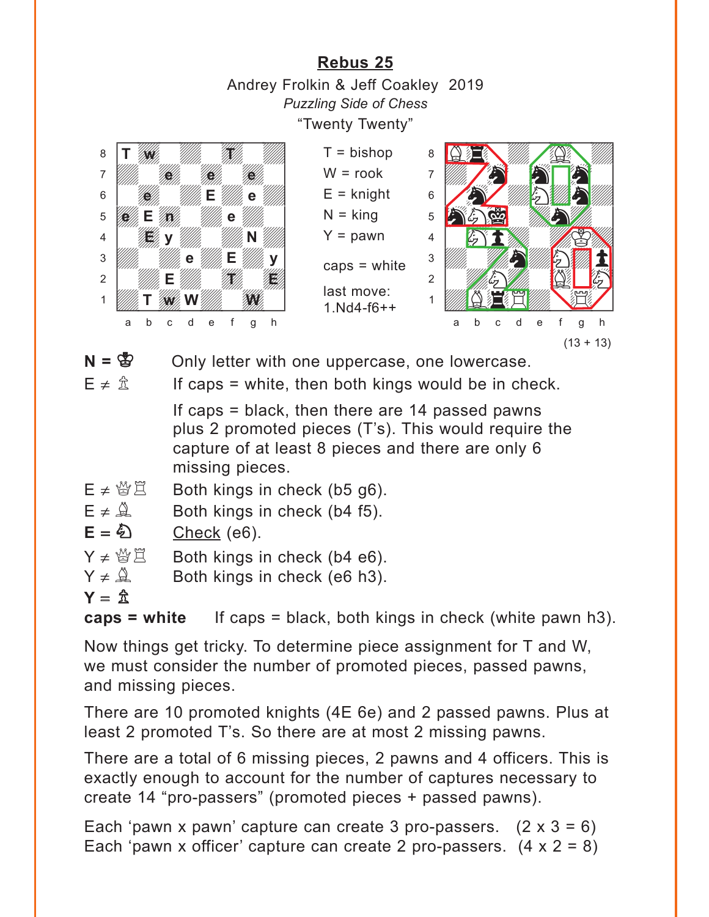## Rebus 25

Andrey Frolkin & Jeff Coakley 2019

*Puzzling Side of Chess*

"Twenty Twenty"

T = bishop
W = rook
E = knight
N = king
Y = pawn

caps = white

last move:
1.Nd4-f6++

(13 + 13)

**N = ♔** Only letter with one uppercase, one lowercase.

E ≠ ♙ If caps = white, then both kings would be in check.

If caps = black, then there are 14 passed pawns plus 2 promoted pieces (T's). This would require the capture of at least 8 pieces and there are only 6 missing pieces.

E ≠ ♕♖ Both kings in check (b5 g6).

E ≠ ♗ Both kings in check (b4 f5).

**E = ♘** Check (e6).

Y ≠ ♕♖ Both kings in check (b4 e6).

Y ≠ ♗ Both kings in check (e6 h3).

**Y = ♙**

**caps = white** If caps = black, both kings in check (white pawn h3).

Now things get tricky. To determine piece assignment for T and W, we must consider the number of promoted pieces, passed pawns, and missing pieces.

There are 10 promoted knights (4E 6e) and 2 passed pawns. Plus at least 2 promoted T's. So there are at most 2 missing pawns.

There are a total of 6 missing pieces, 2 pawns and 4 officers. This is exactly enough to account for the number of captures necessary to create 14 "pro-passers" (promoted pieces + passed pawns).

Each 'pawn x pawn' capture can create 3 pro-passers. (2 x 3 = 6)
Each 'pawn x officer' capture can create 2 pro-passers. (4 x 2 = 8)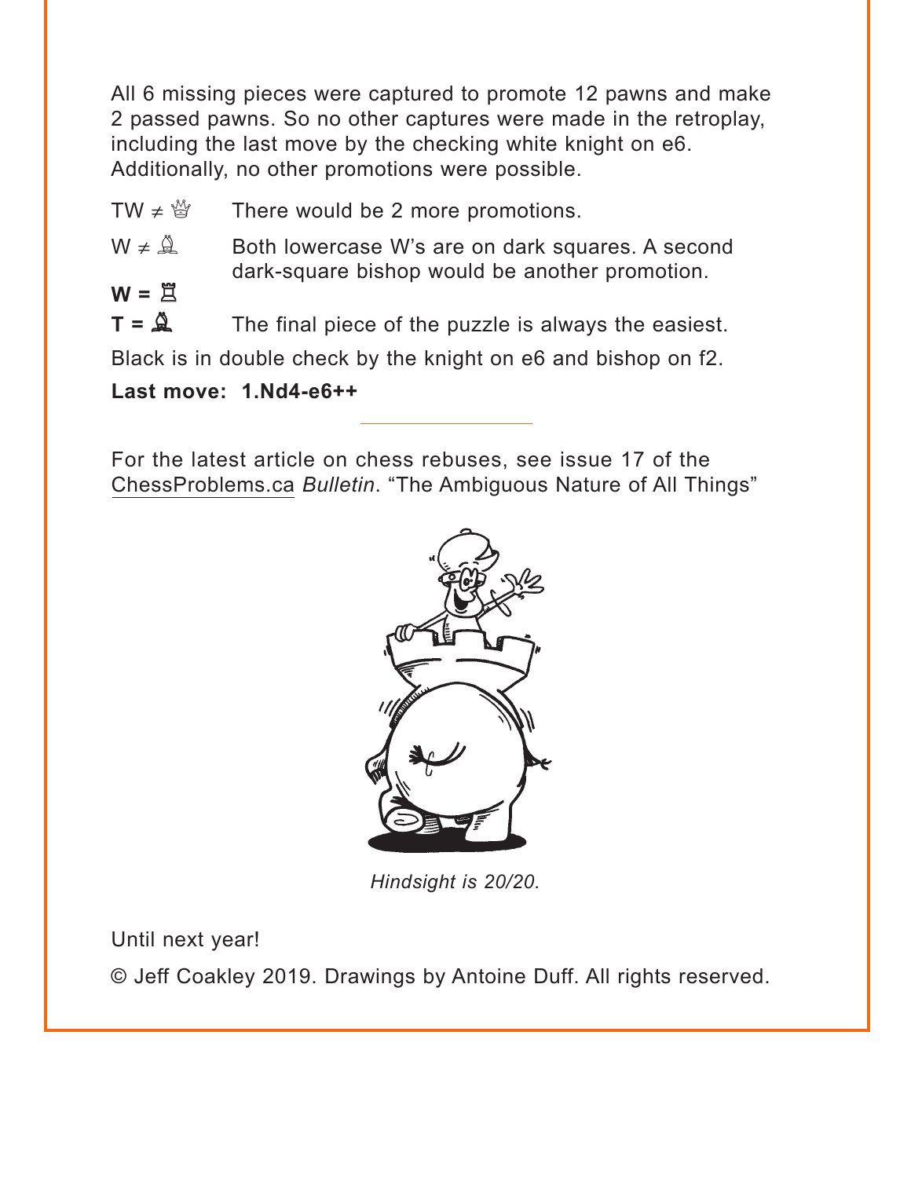All 6 missing pieces were captured to promote 12 pawns and make 2 passed pawns. So no other captures were made in the retroplay, including the last move by the checking white knight on e6. Additionally, no other promotions were possible.

TW ≠ ♕ There would be 2 more promotions.

W ≠ ♗ Both lowercase W's are on dark squares. A second dark-square bishop would be another promotion.

**W = ♖**

**T = ♗** The final piece of the puzzle is always the easiest.

Black is in double check by the knight on e6 and bishop on f2.

**Last move: 1.Nd4-e6++**

---

For the latest article on chess rebuses, see issue 17 of the ChessProblems.ca *Bulletin*. "The Ambiguous Nature of All Things"

*Hindsight is 20/20.*

Until next year!

© Jeff Coakley 2019. Drawings by Antoine Duff. All rights reserved.